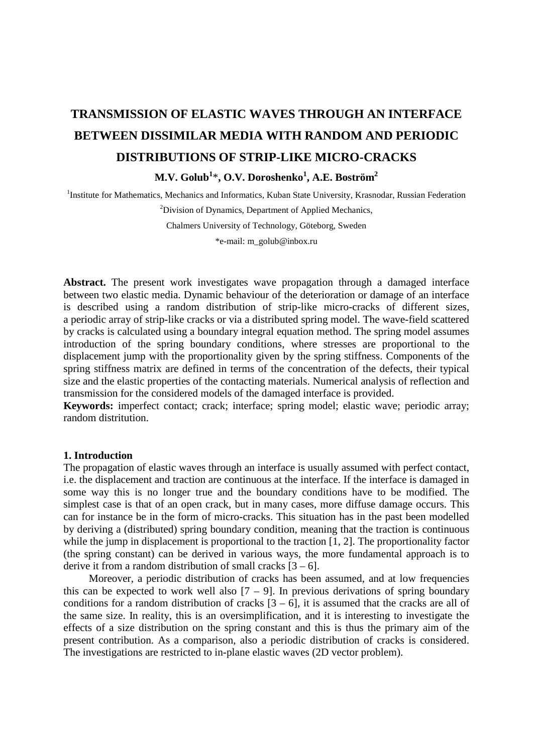# TRANSMISSION OF ELASTIC WAVES THROUGH AN INTERFACE BETWEEN DISSIMILAR MEDIA WITH RANDOM AND PERIODIC DISTRIBUTIONS OF STRIP-LIKE MICRO-CRACKS

**M.V. Golub[1]*, O.V. Doroshenko[1], A.E. Boström[2]**

[1]Institute for Mathematics, Mechanics and Informatics, Kuban State University, Krasnodar, Russian Federation

[2]Division of Dynamics, Department of Applied Mechanics,

Chalmers University of Technology, Göteborg, Sweden

*e-mail: m_golub@inbox.ru

**Abstract.** The present work investigates wave propagation through a damaged interface between two elastic media. Dynamic behaviour of the deterioration or damage of an interface is described using a random distribution of strip-like micro-cracks of different sizes, a periodic array of strip-like cracks or via a distributed spring model. The wave-field scattered by cracks is calculated using a boundary integral equation method. The spring model assumes introduction of the spring boundary conditions, where stresses are proportional to the displacement jump with the proportionality given by the spring stiffness. Components of the spring stiffness matrix are defined in terms of the concentration of the defects, their typical size and the elastic properties of the contacting materials. Numerical analysis of reflection and transmission for the considered models of the damaged interface is provided.

**Keywords:** imperfect contact; crack; interface; spring model; elastic wave; periodic array; random distritution.

## 1. Introduction

The propagation of elastic waves through an interface is usually assumed with perfect contact, i.e. the displacement and traction are continuous at the interface. If the interface is damaged in some way this is no longer true and the boundary conditions have to be modified. The simplest case is that of an open crack, but in many cases, more diffuse damage occurs. This can for instance be in the form of micro-cracks. This situation has in the past been modelled by deriving a (distributed) spring boundary condition, meaning that the traction is continuous while the jump in displacement is proportional to the traction [1, 2]. The proportionality factor (the spring constant) can be derived in various ways, the more fundamental approach is to derive it from a random distribution of small cracks [3 – 6].

Moreover, a periodic distribution of cracks has been assumed, and at low frequencies this can be expected to work well also [7 – 9]. In previous derivations of spring boundary conditions for a random distribution of cracks [3 – 6], it is assumed that the cracks are all of the same size. In reality, this is an oversimplification, and it is interesting to investigate the effects of a size distribution on the spring constant and this is thus the primary aim of the present contribution. As a comparison, also a periodic distribution of cracks is considered. The investigations are restricted to in-plane elastic waves (2D vector problem).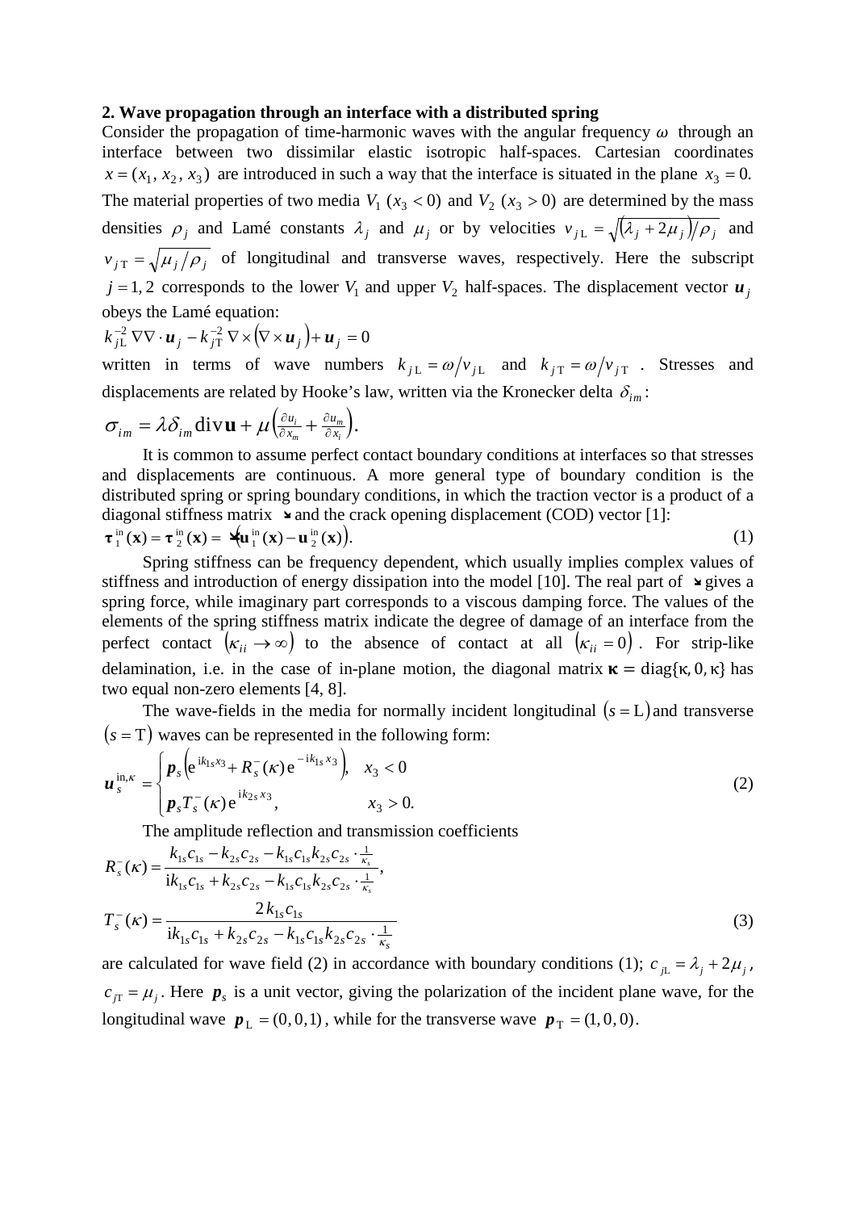## 2. Wave propagation through an interface with a distributed spring

Consider the propagation of time-harmonic waves with the angular frequency $\omega$ through an interface between two dissimilar elastic isotropic half-spaces. Cartesian coordinates $x = (x_1, x_2, x_3)$ are introduced in such a way that the interface is situated in the plane $x_3 = 0$. The material properties of two media $V_1$ $(x_3 < 0)$ and $V_2$ $(x_3 > 0)$ are determined by the mass densities $\rho_j$ and Lamé constants $\lambda_j$ and $\mu_j$ or by velocities $v_{j\mathrm{L}} = \sqrt{(\lambda_j + 2\mu_j)/\rho_j}$ and $v_{j\mathrm{T}} = \sqrt{\mu_j/\rho_j}$ of longitudinal and transverse waves, respectively. Here the subscript $j = 1, 2$ corresponds to the lower $V_1$ and upper $V_2$ half-spaces. The displacement vector $\boldsymbol{u}_j$ obeys the Lamé equation:

$$k_{j\mathrm{L}}^{-2} \nabla\nabla \cdot \boldsymbol{u}_j - k_{j\mathrm{T}}^{-2} \nabla \times (\nabla \times \boldsymbol{u}_j) + \boldsymbol{u}_j = 0$$

written in terms of wave numbers $k_{j\mathrm{L}} = \omega/v_{j\mathrm{L}}$ and $k_{j\mathrm{T}} = \omega/v_{j\mathrm{T}}$. Stresses and displacements are related by Hooke's law, written via the Kronecker delta $\delta_{im}$:

$$\sigma_{im} = \lambda \delta_{im} \operatorname{div} \mathbf{u} + \mu \left( \frac{\partial u_i}{\partial x_m} + \frac{\partial u_m}{\partial x_i} \right).$$

It is common to assume perfect contact boundary conditions at interfaces so that stresses and displacements are continuous. A more general type of boundary condition is the distributed spring or spring boundary conditions, in which the traction vector is a product of a diagonal stiffness matrix $\boldsymbol{\kappa}$ and the crack opening displacement (COD) vector [1]:

$$\boldsymbol{\tau}_1^{\mathrm{in}}(\mathbf{x}) = \boldsymbol{\tau}_2^{\mathrm{in}}(\mathbf{x}) = \boldsymbol{\kappa}\left(\mathbf{u}_1^{\mathrm{in}}(\mathbf{x}) - \mathbf{u}_2^{\mathrm{in}}(\mathbf{x})\right). \tag{1}$$

Spring stiffness can be frequency dependent, which usually implies complex values of stiffness and introduction of energy dissipation into the model [10]. The real part of $\boldsymbol{\kappa}$ gives a spring force, while imaginary part corresponds to a viscous damping force. The values of the elements of the spring stiffness matrix indicate the degree of damage of an interface from the perfect contact $(\kappa_{ii} \to \infty)$ to the absence of contact at all $(\kappa_{ii} = 0)$. For strip-like delamination, i.e. in the case of in-plane motion, the diagonal matrix $\boldsymbol{\kappa} = \operatorname{diag}\{\kappa, 0, \kappa\}$ has two equal non-zero elements [4, 8].

The wave-fields in the media for normally incident longitudinal $(s = \mathrm{L})$ and transverse $(s = \mathrm{T})$ waves can be represented in the following form:

$$\boldsymbol{u}_s^{\mathrm{in},\kappa} = \begin{cases} \boldsymbol{p}_s \left( \mathrm{e}^{\mathrm{i}k_{1s}x_3} + R_s^-(\kappa)\, \mathrm{e}^{-\mathrm{i}k_{1s}x_3} \right), & x_3 < 0 \\ \boldsymbol{p}_s T_s^-(\kappa)\, \mathrm{e}^{\mathrm{i}k_{2s}x_3}, & x_3 > 0. \end{cases} \tag{2}$$

The amplitude reflection and transmission coefficients

$$R_s^-(\kappa) = \frac{k_{1s}c_{1s} - k_{2s}c_{2s} - k_{1s}c_{1s}k_{2s}c_{2s} \cdot \frac{1}{\kappa_s}}{\mathrm{i}k_{1s}c_{1s} + k_{2s}c_{2s} - k_{1s}c_{1s}k_{2s}c_{2s} \cdot \frac{1}{\kappa_s}},$$

$$T_s^-(\kappa) = \frac{2k_{1s}c_{1s}}{\mathrm{i}k_{1s}c_{1s} + k_{2s}c_{2s} - k_{1s}c_{1s}k_{2s}c_{2s} \cdot \frac{1}{\kappa_s}} \tag{3}$$

are calculated for wave field (2) in accordance with boundary conditions (1); $c_{j\mathrm{L}} = \lambda_j + 2\mu_j$, $c_{j\mathrm{T}} = \mu_j$. Here $\boldsymbol{p}_s$ is a unit vector, giving the polarization of the incident plane wave, for the longitudinal wave $\boldsymbol{p}_{\mathrm{L}} = (0, 0, 1)$, while for the transverse wave $\boldsymbol{p}_{\mathrm{T}} = (1, 0, 0)$.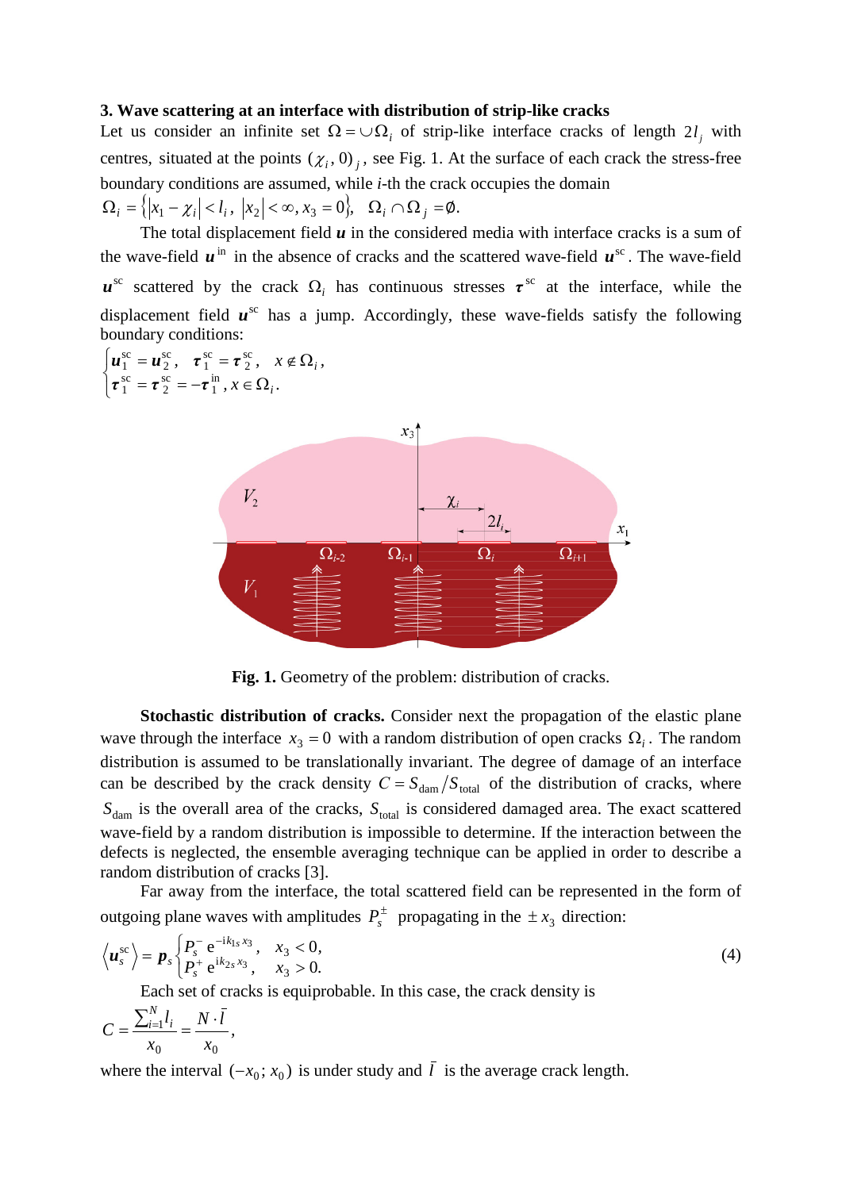## 3. Wave scattering at an interface with distribution of strip-like cracks

Let us consider an infinite set $\Omega = \cup \Omega_i$ of strip-like interface cracks of length $2l_j$ with centres, situated at the points $(\chi_i, 0)_j$, see Fig. 1. At the surface of each crack the stress-free boundary conditions are assumed, while $i$-th the crack occupies the domain

$\Omega_i = \left\{ |x_1 - \chi_i| < l_i,\ |x_2| < \infty, x_3 = 0 \right\}, \quad \Omega_i \cap \Omega_j = \emptyset.$

The total displacement field $\boldsymbol{u}$ in the considered media with interface cracks is a sum of the wave-field $\boldsymbol{u}^{\text{in}}$ in the absence of cracks and the scattered wave-field $\boldsymbol{u}^{\text{sc}}$. The wave-field $\boldsymbol{u}^{\text{sc}}$ scattered by the crack $\Omega_i$ has continuous stresses $\boldsymbol{\tau}^{\text{sc}}$ at the interface, while the displacement field $\boldsymbol{u}^{\text{sc}}$ has a jump. Accordingly, these wave-fields satisfy the following boundary conditions:

$$\begin{cases} \boldsymbol{u}_1^{\text{sc}} = \boldsymbol{u}_2^{\text{sc}}, \quad \boldsymbol{\tau}_1^{\text{sc}} = \boldsymbol{\tau}_2^{\text{sc}}, \quad x \notin \Omega_i, \\ \boldsymbol{\tau}_1^{\text{sc}} = \boldsymbol{\tau}_2^{\text{sc}} = -\boldsymbol{\tau}_1^{\text{in}}, x \in \Omega_i. \end{cases}$$

**Fig. 1.** Geometry of the problem: distribution of cracks.

**Stochastic distribution of cracks.** Consider next the propagation of the elastic plane wave through the interface $x_3 = 0$ with a random distribution of open cracks $\Omega_i$. The random distribution is assumed to be translationally invariant. The degree of damage of an interface can be described by the crack density $C = S_{\text{dam}} / S_{\text{total}}$ of the distribution of cracks, where $S_{\text{dam}}$ is the overall area of the cracks, $S_{\text{total}}$ is considered damaged area. The exact scattered wave-field by a random distribution is impossible to determine. If the interaction between the defects is neglected, the ensemble averaging technique can be applied in order to describe a random distribution of cracks [3].

Far away from the interface, the total scattered field can be represented in the form of outgoing plane waves with amplitudes $P_s^{\pm}$ propagating in the $\pm x_3$ direction:

$$\left\langle \boldsymbol{u}_s^{\text{sc}} \right\rangle = \boldsymbol{p}_s \begin{cases} P_s^- \, \mathrm{e}^{-\mathrm{i}k_{1s} x_3}, & x_3 < 0, \\ P_s^+ \, \mathrm{e}^{\mathrm{i}k_{2s} x_3}, & x_3 > 0. \end{cases} \tag{4}$$

Each set of cracks is equiprobable. In this case, the crack density is

$$C = \frac{\sum_{i=1}^{N} l_i}{x_0} = \frac{N \cdot \bar{l}}{x_0},$$

where the interval $(-x_0; x_0)$ is under study and $\bar{l}$ is the average crack length.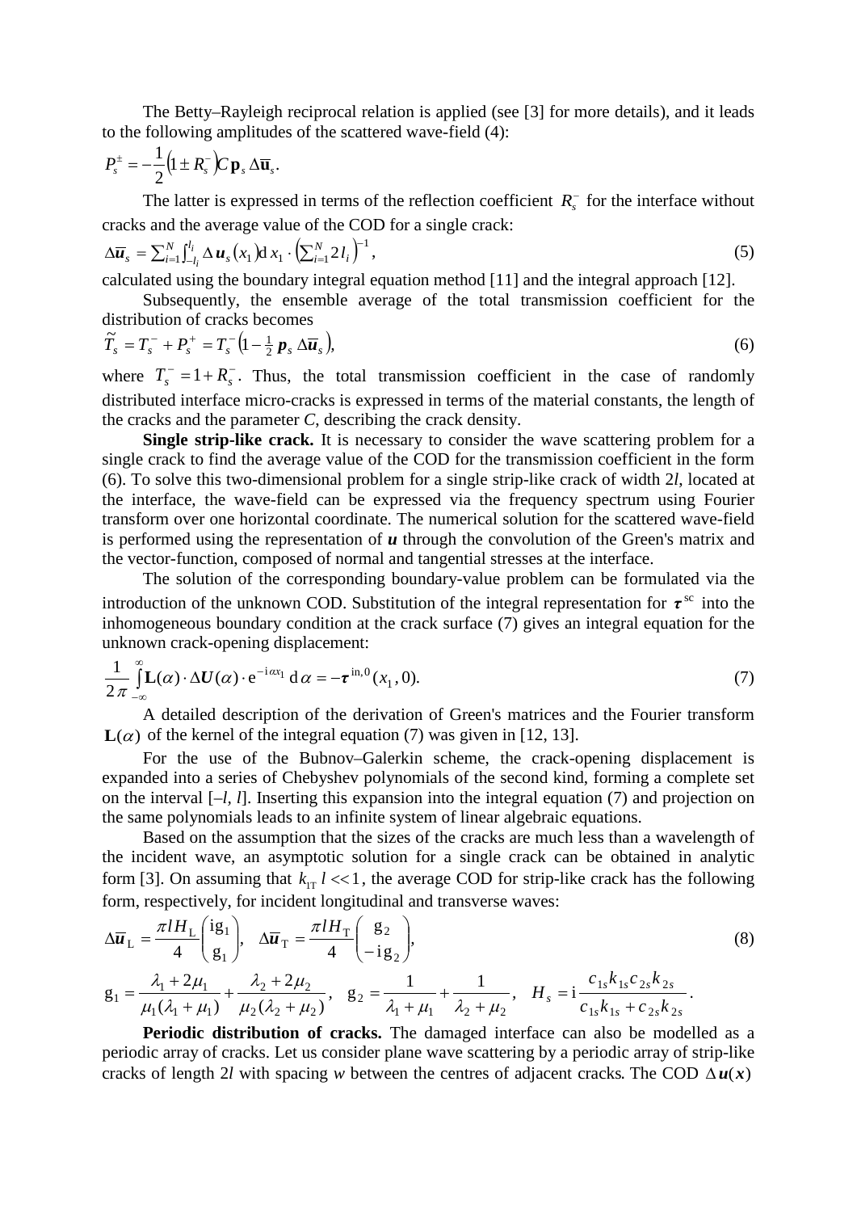The Betty–Rayleigh reciprocal relation is applied (see [3] for more details), and it leads to the following amplitudes of the scattered wave-field (4):

$$P_s^{\pm} = -\frac{1}{2}\left(1 \pm R_s^{-}\right) C\, \mathbf{p}_s\, \Delta\overline{\mathbf{u}}_s.$$

The latter is expressed in terms of the reflection coefficient $R_s^{-}$ for the interface without cracks and the average value of the COD for a single crack:

$$\Delta\overline{\boldsymbol{u}}_s = \sum_{i=1}^{N} \int_{-l_i}^{l_i} \Delta\, \boldsymbol{u}_s(x_1)\, \mathrm{d}\, x_1 \cdot \left(\sum_{i=1}^{N} 2\, l_i\right)^{-1}, \tag{5}$$

calculated using the boundary integral equation method [11] and the integral approach [12].

Subsequently, the ensemble average of the total transmission coefficient for the distribution of cracks becomes

$$\tilde{T}_s = T_s^{-} + P_s^{+} = T_s^{-}\left(1 - \tfrac{1}{2}\, \boldsymbol{p}_s\, \Delta\overline{\boldsymbol{u}}_s\right), \tag{6}$$

where $T_s^{-} = 1 + R_s^{-}$. Thus, the total transmission coefficient in the case of randomly distributed interface micro-cracks is expressed in terms of the material constants, the length of the cracks and the parameter *C*, describing the crack density.

**Single strip-like crack.** It is necessary to consider the wave scattering problem for a single crack to find the average value of the COD for the transmission coefficient in the form (6). To solve this two-dimensional problem for a single strip-like crack of width 2*l*, located at the interface, the wave-field can be expressed via the frequency spectrum using Fourier transform over one horizontal coordinate. The numerical solution for the scattered wave-field is performed using the representation of $\boldsymbol{u}$ through the convolution of the Green's matrix and the vector-function, composed of normal and tangential stresses at the interface.

The solution of the corresponding boundary-value problem can be formulated via the introduction of the unknown COD. Substitution of the integral representation for $\boldsymbol{\tau}^{\mathrm{sc}}$ into the inhomogeneous boundary condition at the crack surface (7) gives an integral equation for the unknown crack-opening displacement:

$$\frac{1}{2\pi} \int_{-\infty}^{\infty} \mathbf{L}(\alpha) \cdot \Delta\boldsymbol{U}(\alpha) \cdot \mathrm{e}^{-\mathrm{i}\alpha x_1}\, \mathrm{d}\,\alpha = -\boldsymbol{\tau}^{\mathrm{in},0}(x_1, 0). \tag{7}$$

A detailed description of the derivation of Green's matrices and the Fourier transform $\mathbf{L}(\alpha)$ of the kernel of the integral equation (7) was given in [12, 13].

For the use of the Bubnov–Galerkin scheme, the crack-opening displacement is expanded into a series of Chebyshev polynomials of the second kind, forming a complete set on the interval [–*l*, *l*]. Inserting this expansion into the integral equation (7) and projection on the same polynomials leads to an infinite system of linear algebraic equations.

Based on the assumption that the sizes of the cracks are much less than a wavelength of the incident wave, an asymptotic solution for a single crack can be obtained in analytic form [3]. On assuming that $k_{1\mathrm{T}}\, l \ll 1$, the average COD for strip-like crack has the following form, respectively, for incident longitudinal and transverse waves:

$$\Delta\overline{\boldsymbol{u}}_{\mathrm{L}} = \frac{\pi l H_{\mathrm{L}}}{4} \begin{pmatrix} \mathrm{i} \mathrm{g}_1 \\ \mathrm{g}_1 \end{pmatrix}, \quad \Delta\overline{\boldsymbol{u}}_{\mathrm{T}} = \frac{\pi l H_{\mathrm{T}}}{4} \begin{pmatrix} \mathrm{g}_2 \\ -\mathrm{i}\, \mathrm{g}_2 \end{pmatrix}, \tag{8}$$

$$\mathrm{g}_1 = \frac{\lambda_1 + 2\mu_1}{\mu_1(\lambda_1 + \mu_1)} + \frac{\lambda_2 + 2\mu_2}{\mu_2(\lambda_2 + \mu_2)}, \quad \mathrm{g}_2 = \frac{1}{\lambda_1 + \mu_1} + \frac{1}{\lambda_2 + \mu_2}, \quad H_s = \mathrm{i}\frac{c_{1s} k_{1s} c_{2s} k_{2s}}{c_{1s} k_{1s} + c_{2s} k_{2s}}.$$

**Periodic distribution of cracks.** The damaged interface can also be modelled as a periodic array of cracks. Let us consider plane wave scattering by a periodic array of strip-like cracks of length 2*l* with spacing *w* between the centres of adjacent cracks. The COD $\Delta\boldsymbol{u}(\boldsymbol{x})$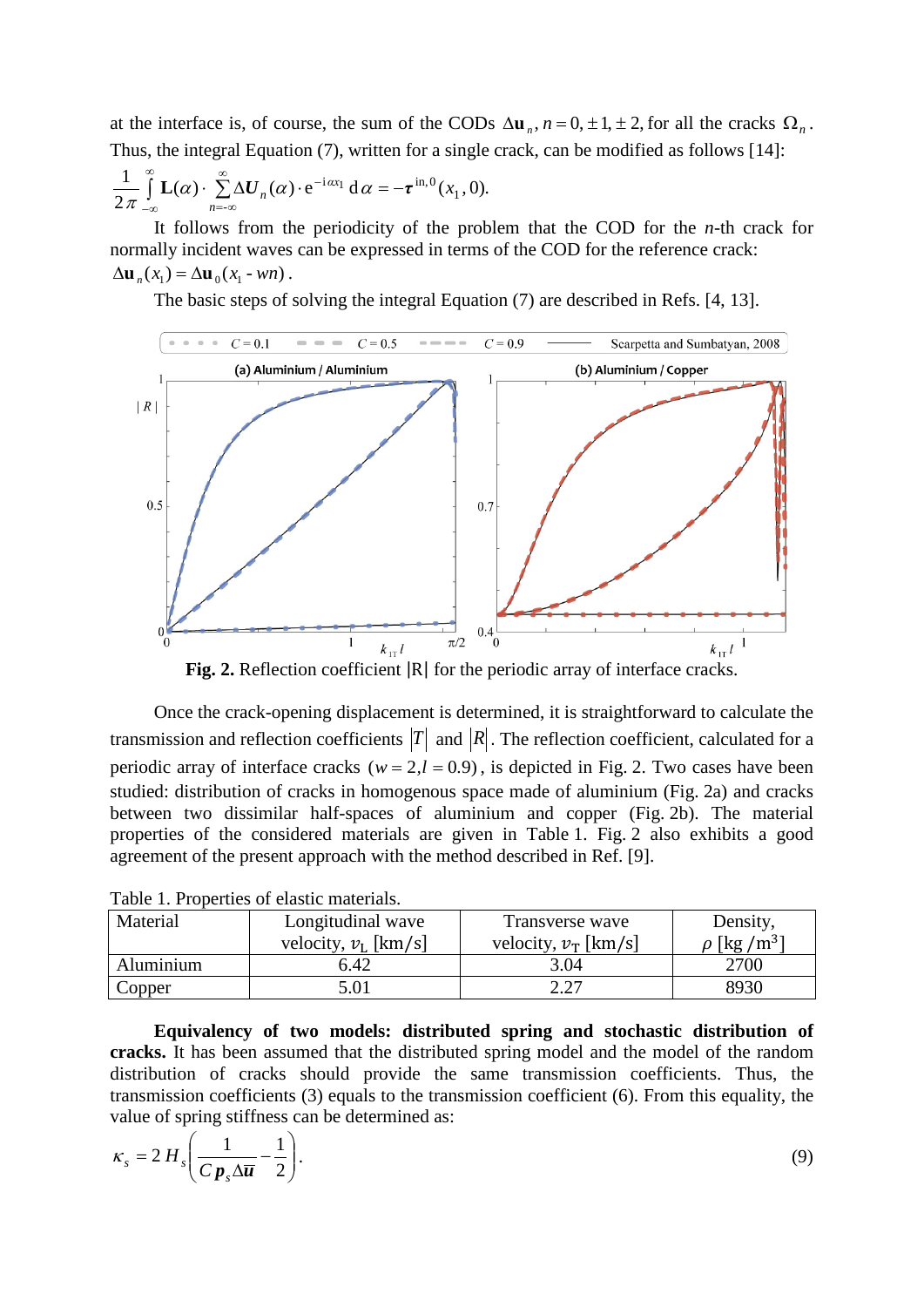at the interface is, of course, the sum of the CODs $\Delta \mathbf{u}_n, n = 0, \pm 1, \pm 2,$ for all the cracks $\Omega_n$. Thus, the integral Equation (7), written for a single crack, can be modified as follows [14]:

$$\frac{1}{2\pi}\int_{-\infty}^{\infty} \mathbf{L}(\alpha)\cdot \sum_{n=-\infty}^{\infty} \Delta \boldsymbol{U}_n(\alpha)\cdot e^{-i\alpha x_1}\, d\alpha = -\boldsymbol{\tau}^{\text{in},0}(x_1, 0).$$

It follows from the periodicity of the problem that the COD for the $n$-th crack for normally incident waves can be expressed in terms of the COD for the reference crack: $\Delta \mathbf{u}_n(x_1) = \Delta \mathbf{u}_0(x_1 - wn)$.

The basic steps of solving the integral Equation (7) are described in Refs. [4, 13].

**Fig. 2.** Reflection coefficient |R| for the periodic array of interface cracks.

Once the crack-opening displacement is determined, it is straightforward to calculate the transmission and reflection coefficients $|T|$ and $|R|$. The reflection coefficient, calculated for a periodic array of interface cracks $(w = 2, l = 0.9)$, is depicted in Fig. 2. Two cases have been studied: distribution of cracks in homogenous space made of aluminium (Fig. 2a) and cracks between two dissimilar half-spaces of aluminium and copper (Fig. 2b). The material properties of the considered materials are given in Table 1. Fig. 2 also exhibits a good agreement of the present approach with the method described in Ref. [9].

Table 1. Properties of elastic materials.

| Material | Longitudinal wave velocity, $v_L$ [km/s] | Transverse wave velocity, $v_T$ [km/s] | Density, $\rho$ [kg/m$^3$] |
|---|---|---|---|
| Aluminium | 6.42 | 3.04 | 2700 |
| Copper | 5.01 | 2.27 | 8930 |

**Equivalency of two models: distributed spring and stochastic distribution of cracks.** It has been assumed that the distributed spring model and the model of the random distribution of cracks should provide the same transmission coefficients. Thus, the transmission coefficients (3) equals to the transmission coefficient (6). From this equality, the value of spring stiffness can be determined as:

$$\kappa_s = 2H_s\left(\frac{1}{C\boldsymbol{p}_s\Delta\overline{\boldsymbol{u}}} - \frac{1}{2}\right). \tag{9}$$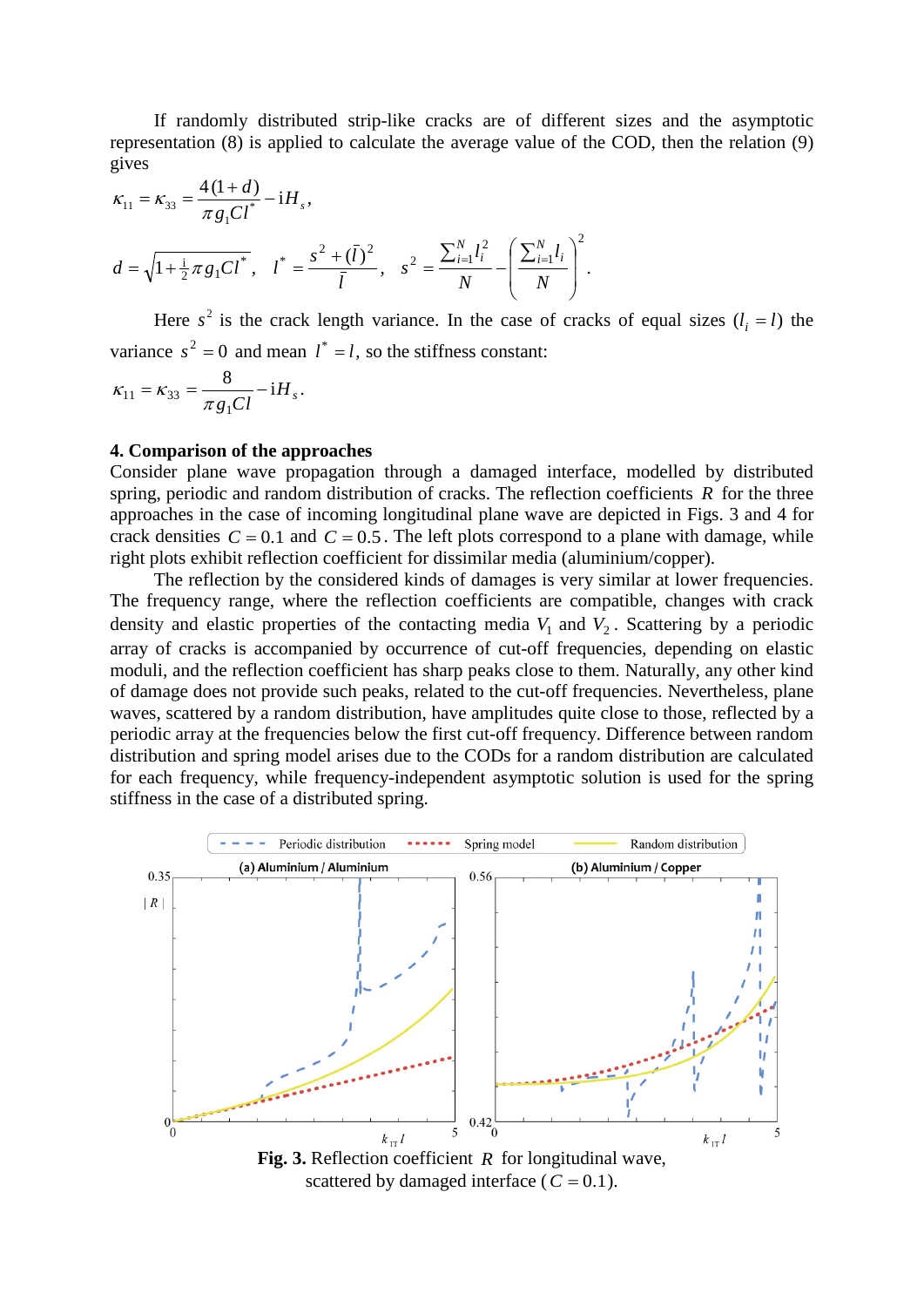If randomly distributed strip-like cracks are of different sizes and the asymptotic representation (8) is applied to calculate the average value of the COD, then the relation (9) gives

$$\kappa_{11} = \kappa_{33} = \frac{4(1+d)}{\pi g_1 C l^*} - \mathrm{i}H_s,$$

$$d = \sqrt{1 + \tfrac{\mathrm{i}}{2}\pi g_1 C l^*}, \quad l^* = \frac{s^2 + (\bar{l})^2}{\bar{l}}, \quad s^2 = \frac{\sum_{i=1}^{N} l_i^2}{N} - \left(\frac{\sum_{i=1}^{N} l_i}{N}\right)^2.$$

Here $s^2$ is the crack length variance. In the case of cracks of equal sizes ($l_i = l$) the variance $s^2 = 0$ and mean $l^* = l$, so the stiffness constant:

$$\kappa_{11} = \kappa_{33} = \frac{8}{\pi g_1 C l} - \mathrm{i}H_s.$$

## 4. Comparison of the approaches

Consider plane wave propagation through a damaged interface, modelled by distributed spring, periodic and random distribution of cracks. The reflection coefficients $R$ for the three approaches in the case of incoming longitudinal plane wave are depicted in Figs. 3 and 4 for crack densities $C = 0.1$ and $C = 0.5$. The left plots correspond to a plane with damage, while right plots exhibit reflection coefficient for dissimilar media (aluminium/copper).

The reflection by the considered kinds of damages is very similar at lower frequencies. The frequency range, where the reflection coefficients are compatible, changes with crack density and elastic properties of the contacting media $V_1$ and $V_2$. Scattering by a periodic array of cracks is accompanied by occurrence of cut-off frequencies, depending on elastic moduli, and the reflection coefficient has sharp peaks close to them. Naturally, any other kind of damage does not provide such peaks, related to the cut-off frequencies. Nevertheless, plane waves, scattered by a random distribution, have amplitudes quite close to those, reflected by a periodic array at the frequencies below the first cut-off frequency. Difference between random distribution and spring model arises due to the CODs for a random distribution are calculated for each frequency, while frequency-independent asymptotic solution is used for the spring stiffness in the case of a distributed spring.

**Fig. 3.** Reflection coefficient $R$ for longitudinal wave, scattered by damaged interface ($C = 0.1$).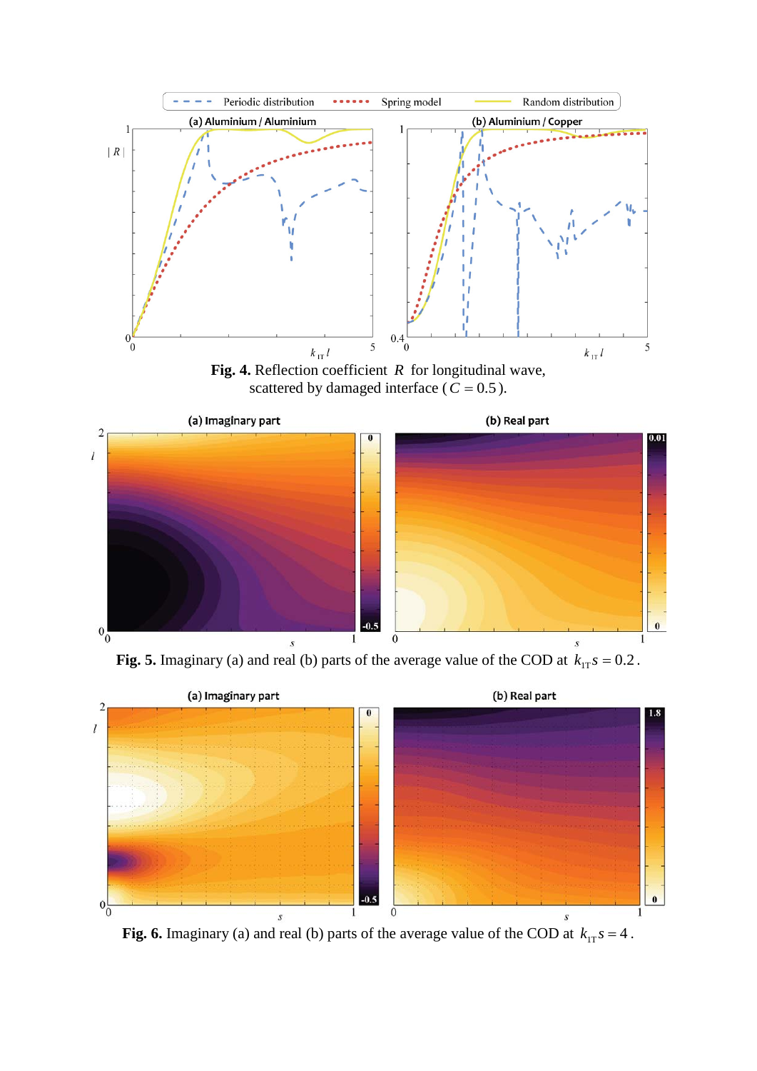**Fig. 4.** Reflection coefficient $R$ for longitudinal wave, scattered by damaged interface ($C = 0.5$).

**Fig. 5.** Imaginary (a) and real (b) parts of the average value of the COD at $k_{1T}s = 0.2$.

**Fig. 6.** Imaginary (a) and real (b) parts of the average value of the COD at $k_{1T}s = 4$.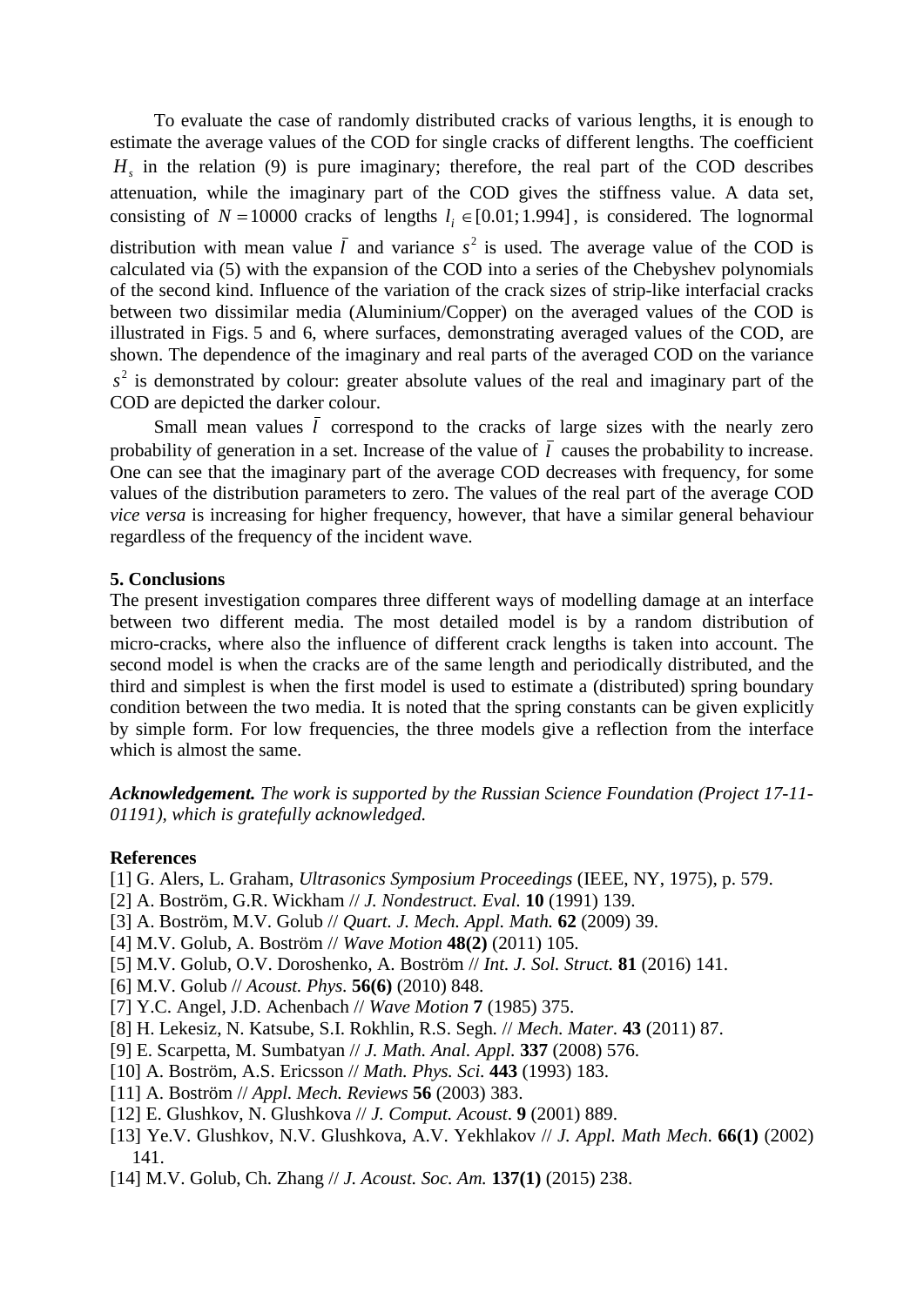To evaluate the case of randomly distributed cracks of various lengths, it is enough to estimate the average values of the COD for single cracks of different lengths. The coefficient $H_s$ in the relation (9) is pure imaginary; therefore, the real part of the COD describes attenuation, while the imaginary part of the COD gives the stiffness value. A data set, consisting of $N = 10000$ cracks of lengths $l_i \in [0.01; 1.994]$, is considered. The lognormal distribution with mean value $\bar{l}$ and variance $s^2$ is used. The average value of the COD is calculated via (5) with the expansion of the COD into a series of the Chebyshev polynomials of the second kind. Influence of the variation of the crack sizes of strip-like interfacial cracks between two dissimilar media (Aluminium/Copper) on the averaged values of the COD is illustrated in Figs. 5 and 6, where surfaces, demonstrating averaged values of the COD, are shown. The dependence of the imaginary and real parts of the averaged COD on the variance $s^2$ is demonstrated by colour: greater absolute values of the real and imaginary part of the COD are depicted the darker colour.

Small mean values $\bar{l}$ correspond to the cracks of large sizes with the nearly zero probability of generation in a set. Increase of the value of $\bar{l}$ causes the probability to increase. One can see that the imaginary part of the average COD decreases with frequency, for some values of the distribution parameters to zero. The values of the real part of the average COD *vice versa* is increasing for higher frequency, however, that have a similar general behaviour regardless of the frequency of the incident wave.

## 5. Conclusions

The present investigation compares three different ways of modelling damage at an interface between two different media. The most detailed model is by a random distribution of micro-cracks, where also the influence of different crack lengths is taken into account. The second model is when the cracks are of the same length and periodically distributed, and the third and simplest is when the first model is used to estimate a (distributed) spring boundary condition between the two media. It is noted that the spring constants can be given explicitly by simple form. For low frequencies, the three models give a reflection from the interface which is almost the same.

***Acknowledgement.*** *The work is supported by the Russian Science Foundation (Project 17-11-01191), which is gratefully acknowledged.*

## References

[1] G. Alers, L. Graham, *Ultrasonics Symposium Proceedings* (IEEE, NY, 1975), p. 579.
[2] A. Boström, G.R. Wickham // *J. Nondestruct. Eval.* **10** (1991) 139.
[3] A. Boström, M.V. Golub // *Quart. J. Mech. Appl. Math.* **62** (2009) 39.
[4] M.V. Golub, A. Boström // *Wave Motion* **48(2)** (2011) 105.
[5] M.V. Golub, O.V. Doroshenko, A. Boström // *Int. J. Sol. Struct.* **81** (2016) 141.
[6] M.V. Golub // *Acoust. Phys.* **56(6)** (2010) 848.
[7] Y.C. Angel, J.D. Achenbach // *Wave Motion* **7** (1985) 375.
[8] H. Lekesiz, N. Katsube, S.I. Rokhlin, R.S. Segh. // *Mech. Mater.* **43** (2011) 87.
[9] E. Scarpetta, M. Sumbatyan // *J. Math. Anal. Appl.* **337** (2008) 576.
[10] A. Boström, A.S. Ericsson // *Math. Phys. Sci.* **443** (1993) 183.
[11] A. Boström // *Appl. Mech. Reviews* **56** (2003) 383.
[12] E. Glushkov, N. Glushkova // *J. Comput. Acoust*. **9** (2001) 889.
[13] Ye.V. Glushkov, N.V. Glushkova, A.V. Yekhlakov // *J. Appl. Math Mech.* **66(1)** (2002) 141.
[14] M.V. Golub, Ch. Zhang // *J. Acoust. Soc. Am.* **137(1)** (2015) 238.